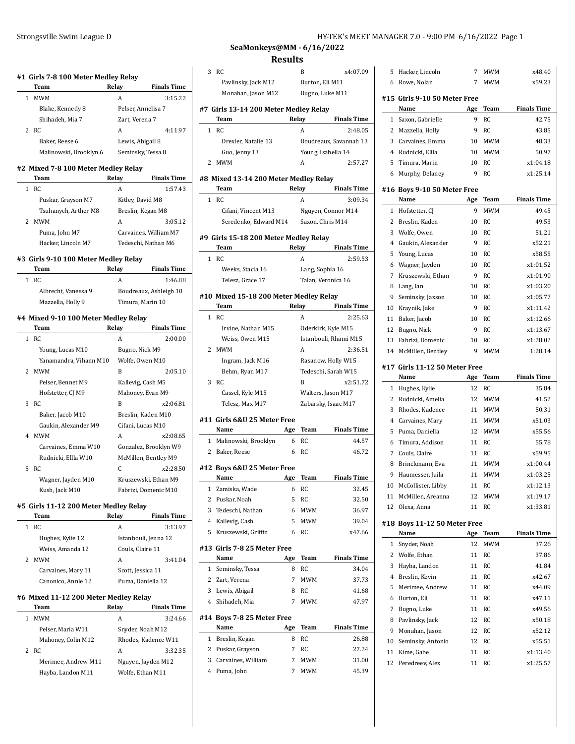# SeaMonkeys@MM - 6/16/2022

## Results

### #1 Girls 7-8 100 Meter Medley Relay

| | Team | Relay | Finals Time |
|---|---|---|---|
| 1 | MWM | A | 3:15.22 |
| | Blake, Kennedy 8 | Pelser, Annelisa 7 | |
| | Shihadeh, Mia 7 | Zart, Verena 7 | |
| 2 | RC | A | 4:11.97 |
| | Baker, Reese 6 | Lewis, Abigail 8 | |
| | Malinowski, Brooklyn 6 | Seminsky, Tessa 8 | |

### #2 Mixed 7-8 100 Meter Medley Relay

| | Team | Relay | Finals Time |
|---|---|---|---|
| 1 | RC | A | 1:57.43 |
| | Puskar, Grayson M7 | Kitley, David M8 | |
| | Tsuhanych, Arther M8 | Breslin, Kegan M8 | |
| 2 | MWM | A | 3:05.12 |
| | Puma, John M7 | Carvaines, William M7 | |
| | Hacker, Lincoln M7 | Tedeschi, Nathan M6 | |

### #3 Girls 9-10 100 Meter Medley Relay

| | Team | Relay | Finals Time |
|---|---|---|---|
| 1 | RC | A | 1:46.88 |
| | Albrecht, Vanessa 9 | Boudreaux, Ashleigh 10 | |
| | Mazzella, Holly 9 | Timura, Marin 10 | |

### #4 Mixed 9-10 100 Meter Medley Relay

| | Team | Relay | Finals Time |
|---|---|---|---|
| 1 | RC | A | 2:00.00 |
| | Young, Lucas M10 | Bugno, Nick M9 | |
| | Yanamandra, Vihann M10 | Wolfe, Owen M10 | |
| 2 | MWM | B | 2:05.10 |
| | Pelser, Bennet M9 | Kallevig, Cash M5 | |
| | Hofstetter, CJ M9 | Mahoney, Evan M9 | |
| 3 | RC | B | x2:06.81 |
| | Baker, Jacob M10 | Breslin, Kaden M10 | |
| | Gaukin, Alexander M9 | Cifani, Lucas M10 | |
| 4 | MWM | A | x2:08.65 |
| | Carvaines, Emma W10 | Gonzalez, Brooklyn W9 | |
| | Rudnicki, Ellla W10 | McMillen, Bentley M9 | |
| 5 | RC | C | x2:28.50 |
| | Wagner, Jayden M10 | Kruszewski, Ethan M9 | |
| | Kush, Jack M10 | Fabrizi, Domenic M10 | |

### #5 Girls 11-12 200 Meter Medley Relay

| | Team | Relay | Finals Time |
|---|---|---|---|
| 1 | RC | A | 3:13.97 |
| | Hughes, Kylie 12 | Istanbouli, Jenna 12 | |
| | Weiss, Amanda 12 | Couls, Claire 11 | |
| 2 | MWM | A | 3:41.04 |
| | Carvaines, Mary 11 | Scott, Jessica 11 | |
| | Canonico, Annie 12 | Puma, Daniella 12 | |

### #6 Mixed 11-12 200 Meter Medley Relay

| | Team | Relay | Finals Time |
|---|---|---|---|
| 1 | MWM | A | 3:24.66 |
| | Pelser, Maria W11 | Snyder, Noah M12 | |
| | Mahoney, Colin M12 | Rhodes, Kadence W11 | |
| 2 | RC | A | 3:32.35 |
| | Merimee, Andrew M11 | Nguyen, Jayden M12 | |
| | Hayba, Landon M11 | Wolfe, Ethan M11 | |
| 3 | RC | B | x4:07.09 |
| | Pavlinsky, Jack M12 | Burton, Eli M11 | |
| | Monahan, Jason M12 | Bugno, Luke M11 | |

### #7 Girls 13-14 200 Meter Medley Relay

| | Team | Relay | Finals Time |
|---|---|---|---|
| 1 | RC | A | 2:48.05 |
| | Drexler, Natalie 13 | Boudreaux, Savannah 13 | |
| | Guo, Jenny 13 | Young, Isabella 14 | |
| 2 | MWM | A | 2:57.27 |

### #8 Mixed 13-14 200 Meter Medley Relay

| | Team | Relay | Finals Time |
|---|---|---|---|
| 1 | RC | A | 3:09.34 |
| | Cifani, Vincent M13 | Nguyen, Connor M14 | |
| | Seredenko, Edward M14 | Saxon, Chris M14 | |

### #9 Girls 15-18 200 Meter Medley Relay

| | Team | Relay | Finals Time |
|---|---|---|---|
| 1 | RC | A | 2:59.53 |
| | Weeks, Stacia 16 | Lang, Sophia 16 | |
| | Telesz, Grace 17 | Talan, Veronica 16 | |

### #10 Mixed 15-18 200 Meter Medley Relay

| | Team | Relay | Finals Time |
|---|---|---|---|
| 1 | RC | A | 2:25.63 |
| | Irvine, Nathan M15 | Oderkirk, Kyle M15 | |
| | Weiss, Owen M15 | Istanbouli, Rhami M15 | |
| 2 | MWM | A | 2:36.51 |
| | Ingram, Jack M16 | Rasanow, Holly W15 | |
| | Behm, Ryan M17 | Tedeschi, Sarah W15 | |
| 3 | RC | B | x2:51.72 |
| | Cassel, Kyle M15 | Walters, Jason M17 | |
| | Telesz, Max M17 | Zabarsky, Isaac M17 | |

### #11 Girls 6&U 25 Meter Free

| | Name | Age | Team | Finals Time |
|---|---|---|---|---|
| 1 | Malinowski, Brooklyn | 6 | RC | 44.57 |
| 2 | Baker, Reese | 6 | RC | 46.72 |

### #12 Boys 6&U 25 Meter Free

| | Name | Age | Team | Finals Time |
|---|---|---|---|---|
| 1 | Zamiska, Wade | 6 | RC | 32.45 |
| 2 | Puskar, Noah | 5 | RC | 32.50 |
| 3 | Tedeschi, Nathan | 6 | MWM | 36.97 |
| 4 | Kallevig, Cash | 5 | MWM | 39.04 |
| 5 | Kruszewski, Griffin | 6 | RC | x47.66 |

### #13 Girls 7-8 25 Meter Free

| | Name | Age | Team | Finals Time |
|---|---|---|---|---|
| 1 | Seminsky, Tessa | 8 | RC | 34.04 |
| 2 | Zart, Verena | 7 | MWM | 37.73 |
| 3 | Lewis, Abigail | 8 | RC | 41.68 |
| 4 | Shihadeh, Mia | 7 | MWM | 47.97 |

### #14 Boys 7-8 25 Meter Free

| | Name | Age | Team | Finals Time |
|---|---|---|---|---|
| 1 | Breslin, Kegan | 8 | RC | 26.88 |
| 2 | Puskar, Grayson | 7 | RC | 27.24 |
| 3 | Carvaines, William | 7 | MWM | 31.00 |
| 4 | Puma, John | 7 | MWM | 45.39 |
| 5 | Hacker, Lincoln | 7 | MWM | x48.40 |
| 6 | Rowe, Nolan | 7 | MWM | x59.23 |

### #15 Girls 9-10 50 Meter Free

| | Name | Age | Team | Finals Time |
|---|---|---|---|---|
| 1 | Saxon, Gabrielle | 9 | RC | 42.75 |
| 2 | Mazzella, Holly | 9 | RC | 43.85 |
| 3 | Carvaines, Emma | 10 | MWM | 48.33 |
| 4 | Rudnicki, Ellla | 10 | MWM | 50.97 |
| 5 | Timura, Marin | 10 | RC | x1:04.18 |
| 6 | Murphy, Delaney | 9 | RC | x1:25.14 |

### #16 Boys 9-10 50 Meter Free

| | Name | Age | Team | Finals Time |
|---|---|---|---|---|
| 1 | Hofstetter, CJ | 9 | MWM | 49.45 |
| 2 | Breslin, Kaden | 10 | RC | 49.53 |
| 3 | Wolfe, Owen | 10 | RC | 51.21 |
| 4 | Gaukin, Alexander | 9 | RC | x52.21 |
| 5 | Young, Lucas | 10 | RC | x58.55 |
| 6 | Wagner, Jayden | 10 | RC | x1:01.52 |
| 7 | Kruszewski, Ethan | 9 | RC | x1:01.90 |
| 8 | Lang, Ian | 10 | RC | x1:03.20 |
| 9 | Seminsky, Jaxson | 10 | RC | x1:05.77 |
| 10 | Kraynik, Jake | 9 | RC | x1:11.42 |
| 11 | Baker, Jacob | 10 | RC | x1:12.66 |
| 12 | Bugno, Nick | 9 | RC | x1:13.67 |
| 13 | Fabrizi, Domenic | 10 | RC | x1:28.02 |
| 14 | McMillen, Bentley | 9 | MWM | 1:28.14 |

### #17 Girls 11-12 50 Meter Free

| | Name | Age | Team | Finals Time |
|---|---|---|---|---|
| 1 | Hughes, Kylie | 12 | RC | 35.84 |
| 2 | Rudnicki, Amelia | 12 | MWM | 41.52 |
| 3 | Rhodes, Kadence | 11 | MWM | 50.31 |
| 4 | Carvaines, Mary | 11 | MWM | x51.03 |
| 5 | Puma, Daniella | 12 | MWM | x55.56 |
| 6 | Timura, Addison | 11 | RC | 55.78 |
| 7 | Couls, Claire | 11 | RC | x59.95 |
| 8 | Brinckmann, Eva | 11 | MWM | x1:00.44 |
| 9 | Haumesser, Juila | 11 | MWM | x1:03.25 |
| 10 | McCollister, Libby | 11 | RC | x1:12.13 |
| 11 | McMillen, Areanna | 12 | MWM | x1:19.17 |
| 12 | Olexa, Anna | 11 | RC | x1:33.81 |

### #18 Boys 11-12 50 Meter Free

| | Name | Age | Team | Finals Time |
|---|---|---|---|---|
| 1 | Snyder, Noah | 12 | MWM | 37.26 |
| 2 | Wolfe, Ethan | 11 | RC | 37.86 |
| 3 | Hayba, Landon | 11 | RC | 41.84 |
| 4 | Breslin, Kevin | 11 | RC | x42.67 |
| 5 | Merimee, Andrew | 11 | RC | x44.09 |
| 6 | Burton, Eli | 11 | RC | x47.11 |
| 7 | Bugno, Luke | 11 | RC | x49.56 |
| 8 | Pavlinsky, Jack | 12 | RC | x50.18 |
| 9 | Monahan, Jason | 12 | RC | x52.12 |
| 10 | Seminsky, Antonio | 12 | RC | x55.51 |
| 11 | Kime, Gabe | 11 | RC | x1:13.40 |
| 12 | Peredreev, Alex | 11 | RC | x1:25.57 |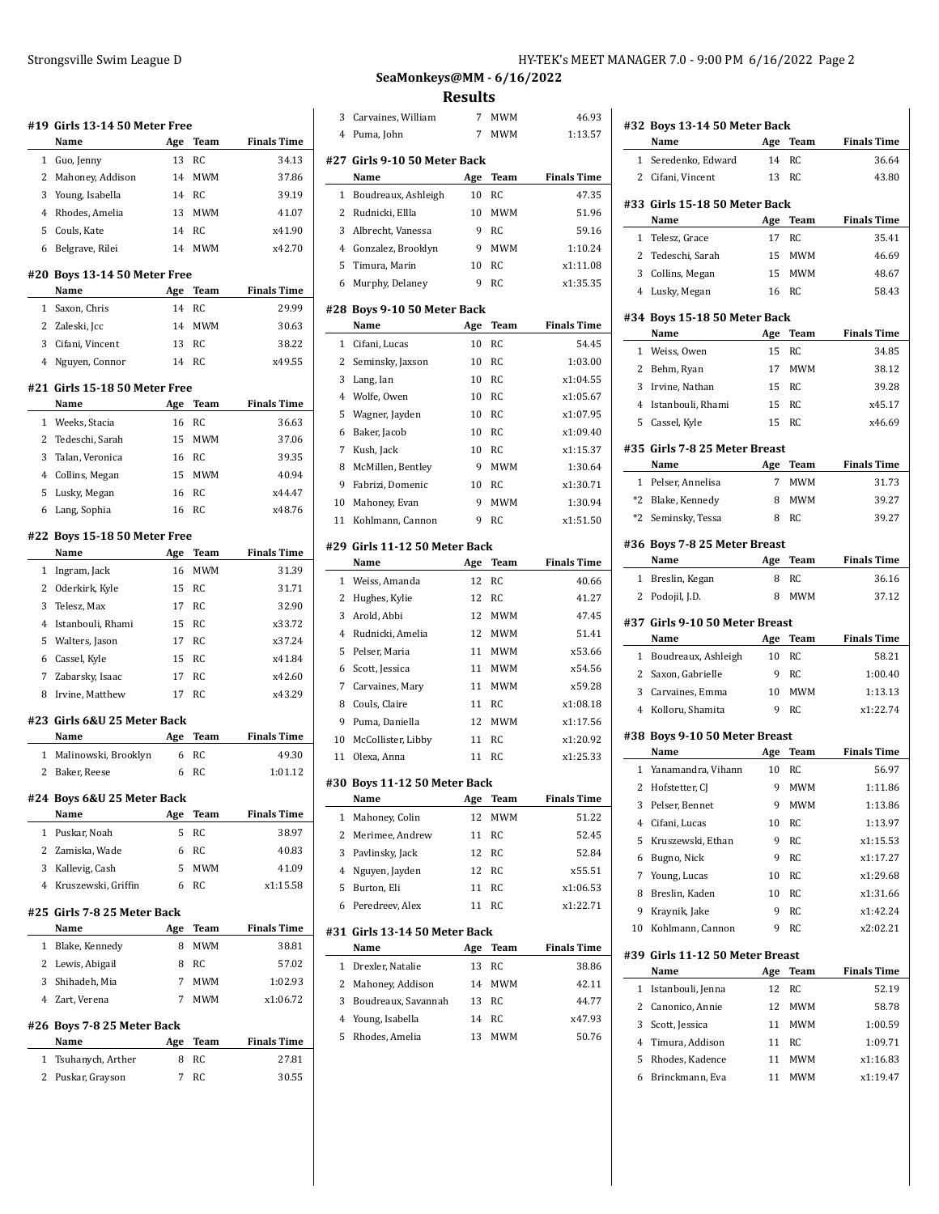## SeaMonkeys@MM - 6/16/2022

## Results

### #19 Girls 13-14 50 Meter Free

| | Name | Age | Team | Finals Time |
|---|---|---|---|---|
| 1 | Guo, Jenny | 13 | RC | 34.13 |
| 2 | Mahoney, Addison | 14 | MWM | 37.86 |
| 3 | Young, Isabella | 14 | RC | 39.19 |
| 4 | Rhodes, Amelia | 13 | MWM | 41.07 |
| 5 | Couls, Kate | 14 | RC | x41.90 |
| 6 | Belgrave, Rilei | 14 | MWM | x42.70 |

### #20 Boys 13-14 50 Meter Free

| | Name | Age | Team | Finals Time |
|---|---|---|---|---|
| 1 | Saxon, Chris | 14 | RC | 29.99 |
| 2 | Zaleski, Jcc | 14 | MWM | 30.63 |
| 3 | Cifani, Vincent | 13 | RC | 38.22 |
| 4 | Nguyen, Connor | 14 | RC | x49.55 |

### #21 Girls 15-18 50 Meter Free

| | Name | Age | Team | Finals Time |
|---|---|---|---|---|
| 1 | Weeks, Stacia | 16 | RC | 36.63 |
| 2 | Tedeschi, Sarah | 15 | MWM | 37.06 |
| 3 | Talan, Veronica | 16 | RC | 39.35 |
| 4 | Collins, Megan | 15 | MWM | 40.94 |
| 5 | Lusky, Megan | 16 | RC | x44.47 |
| 6 | Lang, Sophia | 16 | RC | x48.76 |

### #22 Boys 15-18 50 Meter Free

| | Name | Age | Team | Finals Time |
|---|---|---|---|---|
| 1 | Ingram, Jack | 16 | MWM | 31.39 |
| 2 | Oderkirk, Kyle | 15 | RC | 31.71 |
| 3 | Telesz, Max | 17 | RC | 32.90 |
| 4 | Istanbouli, Rhami | 15 | RC | x33.72 |
| 5 | Walters, Jason | 17 | RC | x37.24 |
| 6 | Cassel, Kyle | 15 | RC | x41.84 |
| 7 | Zabarsky, Isaac | 17 | RC | x42.60 |
| 8 | Irvine, Matthew | 17 | RC | x43.29 |

### #23 Girls 6&U 25 Meter Back

| | Name | Age | Team | Finals Time |
|---|---|---|---|---|
| 1 | Malinowski, Brooklyn | 6 | RC | 49.30 |
| 2 | Baker, Reese | 6 | RC | 1:01.12 |

### #24 Boys 6&U 25 Meter Back

| | Name | Age | Team | Finals Time |
|---|---|---|---|---|
| 1 | Puskar, Noah | 5 | RC | 38.97 |
| 2 | Zamiska, Wade | 6 | RC | 40.83 |
| 3 | Kallevig, Cash | 5 | MWM | 41.09 |
| 4 | Kruszewski, Griffin | 6 | RC | x1:15.58 |

### #25 Girls 7-8 25 Meter Back

| | Name | Age | Team | Finals Time |
|---|---|---|---|---|
| 1 | Blake, Kennedy | 8 | MWM | 38.81 |
| 2 | Lewis, Abigail | 8 | RC | 57.02 |
| 3 | Shihadeh, Mia | 7 | MWM | 1:02.93 |
| 4 | Zart, Verena | 7 | MWM | x1:06.72 |

### #26 Boys 7-8 25 Meter Back

| | Name | Age | Team | Finals Time |
|---|---|---|---|---|
| 1 | Tsuhanych, Arther | 8 | RC | 27.81 |
| 2 | Puskar, Grayson | 7 | RC | 30.55 |
| 3 | Carvaines, William | 7 | MWM | 46.93 |
| 4 | Puma, John | 7 | MWM | 1:13.57 |

### #27 Girls 9-10 50 Meter Back

| | Name | Age | Team | Finals Time |
|---|---|---|---|---|
| 1 | Boudreaux, Ashleigh | 10 | RC | 47.35 |
| 2 | Rudnicki, Ellla | 10 | MWM | 51.96 |
| 3 | Albrecht, Vanessa | 9 | RC | 59.16 |
| 4 | Gonzalez, Brooklyn | 9 | MWM | 1:10.24 |
| 5 | Timura, Marin | 10 | RC | x1:11.08 |
| 6 | Murphy, Delaney | 9 | RC | x1:35.35 |

### #28 Boys 9-10 50 Meter Back

| | Name | Age | Team | Finals Time |
|---|---|---|---|---|
| 1 | Cifani, Lucas | 10 | RC | 54.45 |
| 2 | Seminsky, Jaxson | 10 | RC | 1:03.00 |
| 3 | Lang, Ian | 10 | RC | x1:04.55 |
| 4 | Wolfe, Owen | 10 | RC | x1:05.67 |
| 5 | Wagner, Jayden | 10 | RC | x1:07.95 |
| 6 | Baker, Jacob | 10 | RC | x1:09.40 |
| 7 | Kush, Jack | 10 | RC | x1:15.37 |
| 8 | McMillen, Bentley | 9 | MWM | 1:30.64 |
| 9 | Fabrizi, Domenic | 10 | RC | x1:30.71 |
| 10 | Mahoney, Evan | 9 | MWM | 1:30.94 |
| 11 | Kohlmann, Cannon | 9 | RC | x1:51.50 |

### #29 Girls 11-12 50 Meter Back

| | Name | Age | Team | Finals Time |
|---|---|---|---|---|
| 1 | Weiss, Amanda | 12 | RC | 40.66 |
| 2 | Hughes, Kylie | 12 | RC | 41.27 |
| 3 | Arold, Abbi | 12 | MWM | 47.45 |
| 4 | Rudnicki, Amelia | 12 | MWM | 51.41 |
| 5 | Pelser, Maria | 11 | MWM | x53.66 |
| 6 | Scott, Jessica | 11 | MWM | x54.56 |
| 7 | Carvaines, Mary | 11 | MWM | x59.28 |
| 8 | Couls, Claire | 11 | RC | x1:08.18 |
| 9 | Puma, Daniella | 12 | MWM | x1:17.56 |
| 10 | McCollister, Libby | 11 | RC | x1:20.92 |
| 11 | Olexa, Anna | 11 | RC | x1:25.33 |

### #30 Boys 11-12 50 Meter Back

| | Name | Age | Team | Finals Time |
|---|---|---|---|---|
| 1 | Mahoney, Colin | 12 | MWM | 51.22 |
| 2 | Merimee, Andrew | 11 | RC | 52.45 |
| 3 | Pavlinsky, Jack | 12 | RC | 52.84 |
| 4 | Nguyen, Jayden | 12 | RC | x55.51 |
| 5 | Burton, Eli | 11 | RC | x1:06.53 |
| 6 | Peredreev, Alex | 11 | RC | x1:22.71 |

### #31 Girls 13-14 50 Meter Back

| | Name | Age | Team | Finals Time |
|---|---|---|---|---|
| 1 | Drexler, Natalie | 13 | RC | 38.86 |
| 2 | Mahoney, Addison | 14 | MWM | 42.11 |
| 3 | Boudreaux, Savannah | 13 | RC | 44.77 |
| 4 | Young, Isabella | 14 | RC | x47.93 |
| 5 | Rhodes, Amelia | 13 | MWM | 50.76 |

### #32 Boys 13-14 50 Meter Back

| | Name | Age | Team | Finals Time |
|---|---|---|---|---|
| 1 | Seredenko, Edward | 14 | RC | 36.64 |
| 2 | Cifani, Vincent | 13 | RC | 43.80 |

### #33 Girls 15-18 50 Meter Back

| | Name | Age | Team | Finals Time |
|---|---|---|---|---|
| 1 | Telesz, Grace | 17 | RC | 35.41 |
| 2 | Tedeschi, Sarah | 15 | MWM | 46.69 |
| 3 | Collins, Megan | 15 | MWM | 48.67 |
| 4 | Lusky, Megan | 16 | RC | 58.43 |

### #34 Boys 15-18 50 Meter Back

| | Name | Age | Team | Finals Time |
|---|---|---|---|---|
| 1 | Weiss, Owen | 15 | RC | 34.85 |
| 2 | Behm, Ryan | 17 | MWM | 38.12 |
| 3 | Irvine, Nathan | 15 | RC | 39.28 |
| 4 | Istanbouli, Rhami | 15 | RC | x45.17 |
| 5 | Cassel, Kyle | 15 | RC | x46.69 |

### #35 Girls 7-8 25 Meter Breast

| | Name | Age | Team | Finals Time |
|---|---|---|---|---|
| 1 | Pelser, Annelisa | 7 | MWM | 31.73 |
| *2 | Blake, Kennedy | 8 | MWM | 39.27 |
| *2 | Seminsky, Tessa | 8 | RC | 39.27 |

### #36 Boys 7-8 25 Meter Breast

| | Name | Age | Team | Finals Time |
|---|---|---|---|---|
| 1 | Breslin, Kegan | 8 | RC | 36.16 |
| 2 | Podojil, J.D. | 8 | MWM | 37.12 |

### #37 Girls 9-10 50 Meter Breast

| | Name | Age | Team | Finals Time |
|---|---|---|---|---|
| 1 | Boudreaux, Ashleigh | 10 | RC | 58.21 |
| 2 | Saxon, Gabrielle | 9 | RC | 1:00.40 |
| 3 | Carvaines, Emma | 10 | MWM | 1:13.13 |
| 4 | Kolloru, Shamita | 9 | RC | x1:22.74 |

### #38 Boys 9-10 50 Meter Breast

| | Name | Age | Team | Finals Time |
|---|---|---|---|---|
| 1 | Yanamandra, Vihann | 10 | RC | 56.97 |
| 2 | Hofstetter, CJ | 9 | MWM | 1:11.86 |
| 3 | Pelser, Bennet | 9 | MWM | 1:13.86 |
| 4 | Cifani, Lucas | 10 | RC | 1:13.97 |
| 5 | Kruszewski, Ethan | 9 | RC | x1:15.53 |
| 6 | Bugno, Nick | 9 | RC | x1:17.27 |
| 7 | Young, Lucas | 10 | RC | x1:29.68 |
| 8 | Breslin, Kaden | 10 | RC | x1:31.66 |
| 9 | Kraynik, Jake | 9 | RC | x1:42.24 |
| 10 | Kohlmann, Cannon | 9 | RC | x2:02.21 |

### #39 Girls 11-12 50 Meter Breast

| | Name | Age | Team | Finals Time |
|---|---|---|---|---|
| 1 | Istanbouli, Jenna | 12 | RC | 52.19 |
| 2 | Canonico, Annie | 12 | MWM | 58.78 |
| 3 | Scott, Jessica | 11 | MWM | 1:00.59 |
| 4 | Timura, Addison | 11 | RC | 1:09.71 |
| 5 | Rhodes, Kadence | 11 | MWM | x1:16.83 |
| 6 | Brinckmann, Eva | 11 | MWM | x1:19.47 |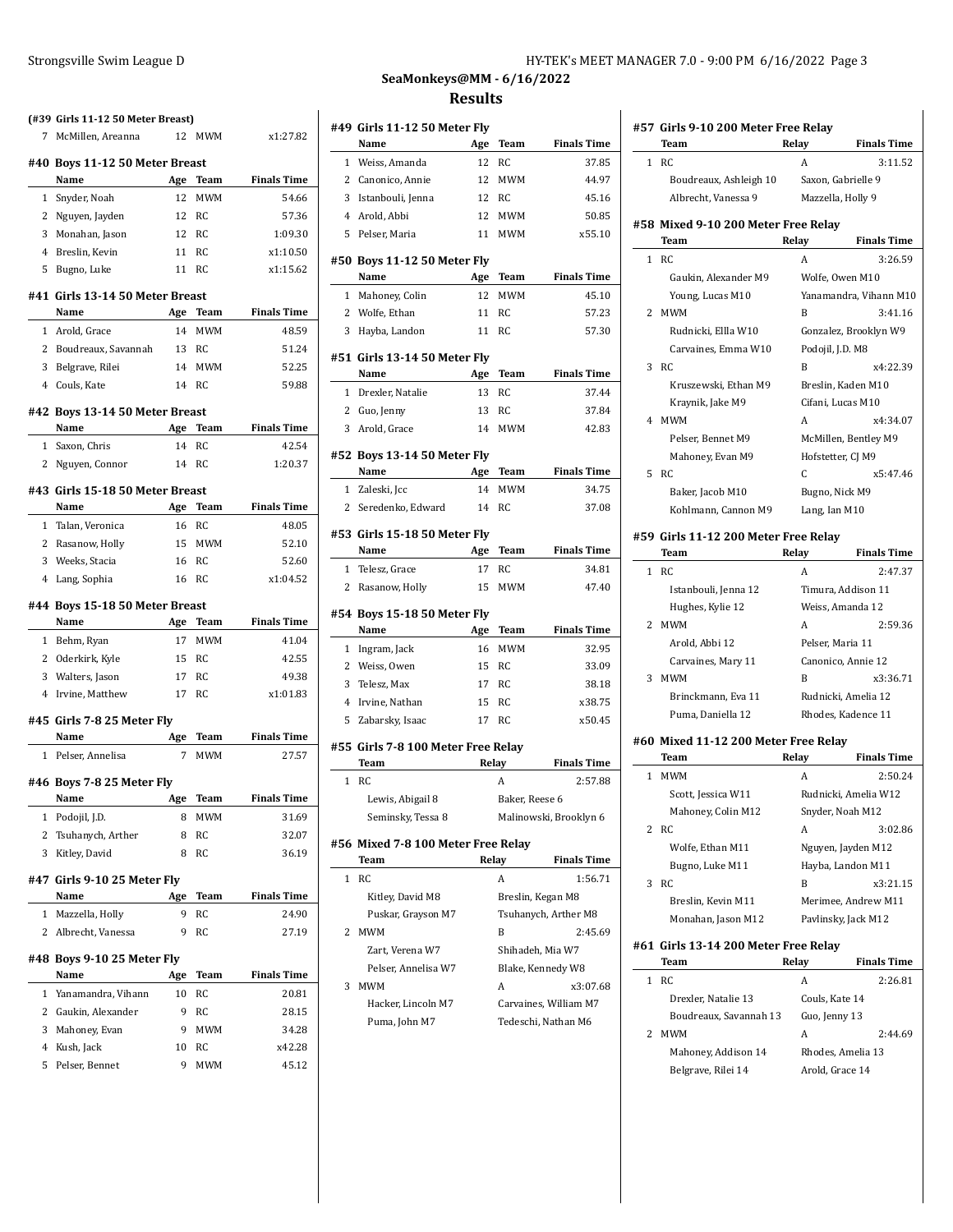## SeaMonkeys@MM - 6/16/2022

## Results

**(#39 Girls 11-12 50 Meter Breast)**

| | Name | Age | Team | Finals Time |
|---|---|---|---|---|
| 7 | McMillen, Areanna | 12 | MWM | x1:27.82 |

**#40 Boys 11-12 50 Meter Breast**

| | Name | Age | Team | Finals Time |
|---|---|---|---|---|
| 1 | Snyder, Noah | 12 | MWM | 54.66 |
| 2 | Nguyen, Jayden | 12 | RC | 57.36 |
| 3 | Monahan, Jason | 12 | RC | 1:09.30 |
| 4 | Breslin, Kevin | 11 | RC | x1:10.50 |
| 5 | Bugno, Luke | 11 | RC | x1:15.62 |

**#41 Girls 13-14 50 Meter Breast**

| | Name | Age | Team | Finals Time |
|---|---|---|---|---|
| 1 | Arold, Grace | 14 | MWM | 48.59 |
| 2 | Boudreaux, Savannah | 13 | RC | 51.24 |
| 3 | Belgrave, Rilei | 14 | MWM | 52.25 |
| 4 | Couls, Kate | 14 | RC | 59.88 |

**#42 Boys 13-14 50 Meter Breast**

| | Name | Age | Team | Finals Time |
|---|---|---|---|---|
| 1 | Saxon, Chris | 14 | RC | 42.54 |
| 2 | Nguyen, Connor | 14 | RC | 1:20.37 |

**#43 Girls 15-18 50 Meter Breast**

| | Name | Age | Team | Finals Time |
|---|---|---|---|---|
| 1 | Talan, Veronica | 16 | RC | 48.05 |
| 2 | Rasanow, Holly | 15 | MWM | 52.10 |
| 3 | Weeks, Stacia | 16 | RC | 52.60 |
| 4 | Lang, Sophia | 16 | RC | x1:04.52 |

**#44 Boys 15-18 50 Meter Breast**

| | Name | Age | Team | Finals Time |
|---|---|---|---|---|
| 1 | Behm, Ryan | 17 | MWM | 41.04 |
| 2 | Oderkirk, Kyle | 15 | RC | 42.55 |
| 3 | Walters, Jason | 17 | RC | 49.38 |
| 4 | Irvine, Matthew | 17 | RC | x1:01.83 |

**#45 Girls 7-8 25 Meter Fly**

| | Name | Age | Team | Finals Time |
|---|---|---|---|---|
| 1 | Pelser, Annelisa | 7 | MWM | 27.57 |

**#46 Boys 7-8 25 Meter Fly**

| | Name | Age | Team | Finals Time |
|---|---|---|---|---|
| 1 | Podojil, J.D. | 8 | MWM | 31.69 |
| 2 | Tsuhanych, Arther | 8 | RC | 32.07 |
| 3 | Kitley, David | 8 | RC | 36.19 |

**#47 Girls 9-10 25 Meter Fly**

| | Name | Age | Team | Finals Time |
|---|---|---|---|---|
| 1 | Mazzella, Holly | 9 | RC | 24.90 |
| 2 | Albrecht, Vanessa | 9 | RC | 27.19 |

**#48 Boys 9-10 25 Meter Fly**

| | Name | Age | Team | Finals Time |
|---|---|---|---|---|
| 1 | Yanamandra, Vihann | 10 | RC | 20.81 |
| 2 | Gaukin, Alexander | 9 | RC | 28.15 |
| 3 | Mahoney, Evan | 9 | MWM | 34.28 |
| 4 | Kush, Jack | 10 | RC | x42.28 |
| 5 | Pelser, Bennet | 9 | MWM | 45.12 |

**#49 Girls 11-12 50 Meter Fly**

| | Name | Age | Team | Finals Time |
|---|---|---|---|---|
| 1 | Weiss, Amanda | 12 | RC | 37.85 |
| 2 | Canonico, Annie | 12 | MWM | 44.97 |
| 3 | Istanbouli, Jenna | 12 | RC | 45.16 |
| 4 | Arold, Abbi | 12 | MWM | 50.85 |
| 5 | Pelser, Maria | 11 | MWM | x55.10 |

**#50 Boys 11-12 50 Meter Fly**

| | Name | Age | Team | Finals Time |
|---|---|---|---|---|
| 1 | Mahoney, Colin | 12 | MWM | 45.10 |
| 2 | Wolfe, Ethan | 11 | RC | 57.23 |
| 3 | Hayba, Landon | 11 | RC | 57.30 |

**#51 Girls 13-14 50 Meter Fly**

| | Name | Age | Team | Finals Time |
|---|---|---|---|---|
| 1 | Drexler, Natalie | 13 | RC | 37.44 |
| 2 | Guo, Jenny | 13 | RC | 37.84 |
| 3 | Arold, Grace | 14 | MWM | 42.83 |

**#52 Boys 13-14 50 Meter Fly**

| | Name | Age | Team | Finals Time |
|---|---|---|---|---|
| 1 | Zaleski, Jcc | 14 | MWM | 34.75 |
| 2 | Seredenko, Edward | 14 | RC | 37.08 |

**#53 Girls 15-18 50 Meter Fly**

| | Name | Age | Team | Finals Time |
|---|---|---|---|---|
| 1 | Telesz, Grace | 17 | RC | 34.81 |
| 2 | Rasanow, Holly | 15 | MWM | 47.40 |

**#54 Boys 15-18 50 Meter Fly**

| | Name | Age | Team | Finals Time |
|---|---|---|---|---|
| 1 | Ingram, Jack | 16 | MWM | 32.95 |
| 2 | Weiss, Owen | 15 | RC | 33.09 |
| 3 | Telesz, Max | 17 | RC | 38.18 |
| 4 | Irvine, Nathan | 15 | RC | x38.75 |
| 5 | Zabarsky, Isaac | 17 | RC | x50.45 |

**#55 Girls 7-8 100 Meter Free Relay**

| | Team | Relay | Finals Time |
|---|---|---|---|
| 1 | RC | A | 2:57.88 |
| | Lewis, Abigail 8 | Baker, Reese 6 | |
| | Seminsky, Tessa 8 | Malinowski, Brooklyn 6 | |

**#56 Mixed 7-8 100 Meter Free Relay**

| | Team | Relay | Finals Time |
|---|---|---|---|
| 1 | RC | A | 1:56.71 |
| | Kitley, David M8 | Breslin, Kegan M8 | |
| | Puskar, Grayson M7 | Tsuhanych, Arther M8 | |
| 2 | MWM | B | 2:45.69 |
| | Zart, Verena W7 | Shihadeh, Mia W7 | |
| | Pelser, Annelisa W7 | Blake, Kennedy W8 | |
| 3 | MWM | A | x3:07.68 |
| | Hacker, Lincoln M7 | Carvaines, William M7 | |
| | Puma, John M7 | Tedeschi, Nathan M6 | |

**#57 Girls 9-10 200 Meter Free Relay**

| | Team | Relay | Finals Time |
|---|---|---|---|
| 1 | RC | A | 3:11.52 |
| | Boudreaux, Ashleigh 10 | Saxon, Gabrielle 9 | |
| | Albrecht, Vanessa 9 | Mazzella, Holly 9 | |

**#58 Mixed 9-10 200 Meter Free Relay**

| | Team | Relay | Finals Time |
|---|---|---|---|
| 1 | RC | A | 3:26.59 |
| | Gaukin, Alexander M9 | Wolfe, Owen M10 | |
| | Young, Lucas M10 | Yanamandra, Vihann M10 | |
| 2 | MWM | B | 3:41.16 |
| | Rudnicki, Ellla W10 | Gonzalez, Brooklyn W9 | |
| | Carvaines, Emma W10 | Podojil, J.D. M8 | |
| 3 | RC | B | x4:22.39 |
| | Kruszewski, Ethan M9 | Breslin, Kaden M10 | |
| | Kraynik, Jake M9 | Cifani, Lucas M10 | |
| 4 | MWM | A | x4:34.07 |
| | Pelser, Bennet M9 | McMillen, Bentley M9 | |
| | Mahoney, Evan M9 | Hofstetter, CJ M9 | |
| 5 | RC | C | x5:47.46 |
| | Baker, Jacob M10 | Bugno, Nick M9 | |
| | Kohlmann, Cannon M9 | Lang, Ian M10 | |

**#59 Girls 11-12 200 Meter Free Relay**

| | Team | Relay | Finals Time |
|---|---|---|---|
| 1 | RC | A | 2:47.37 |
| | Istanbouli, Jenna 12 | Timura, Addison 11 | |
| | Hughes, Kylie 12 | Weiss, Amanda 12 | |
| 2 | MWM | A | 2:59.36 |
| | Arold, Abbi 12 | Pelser, Maria 11 | |
| | Carvaines, Mary 11 | Canonico, Annie 12 | |
| 3 | MWM | B | x3:36.71 |
| | Brinckmann, Eva 11 | Rudnicki, Amelia 12 | |
| | Puma, Daniella 12 | Rhodes, Kadence 11 | |

**#60 Mixed 11-12 200 Meter Free Relay**

| | Team | Relay | Finals Time |
|---|---|---|---|
| 1 | MWM | A | 2:50.24 |
| | Scott, Jessica W11 | Rudnicki, Amelia W12 | |
| | Mahoney, Colin M12 | Snyder, Noah M12 | |
| 2 | RC | A | 3:02.86 |
| | Wolfe, Ethan M11 | Nguyen, Jayden M12 | |
| | Bugno, Luke M11 | Hayba, Landon M11 | |
| 3 | RC | B | x3:21.15 |
| | Breslin, Kevin M11 | Merimee, Andrew M11 | |
| | Monahan, Jason M12 | Pavlinsky, Jack M12 | |

**#61 Girls 13-14 200 Meter Free Relay**

| | Team | Relay | Finals Time |
|---|---|---|---|
| 1 | RC | A | 2:26.81 |
| | Drexler, Natalie 13 | Couls, Kate 14 | |
| | Boudreaux, Savannah 13 | Guo, Jenny 13 | |
| 2 | MWM | A | 2:44.69 |
| | Mahoney, Addison 14 | Rhodes, Amelia 13 | |
| | Belgrave, Rilei 14 | Arold, Grace 14 | |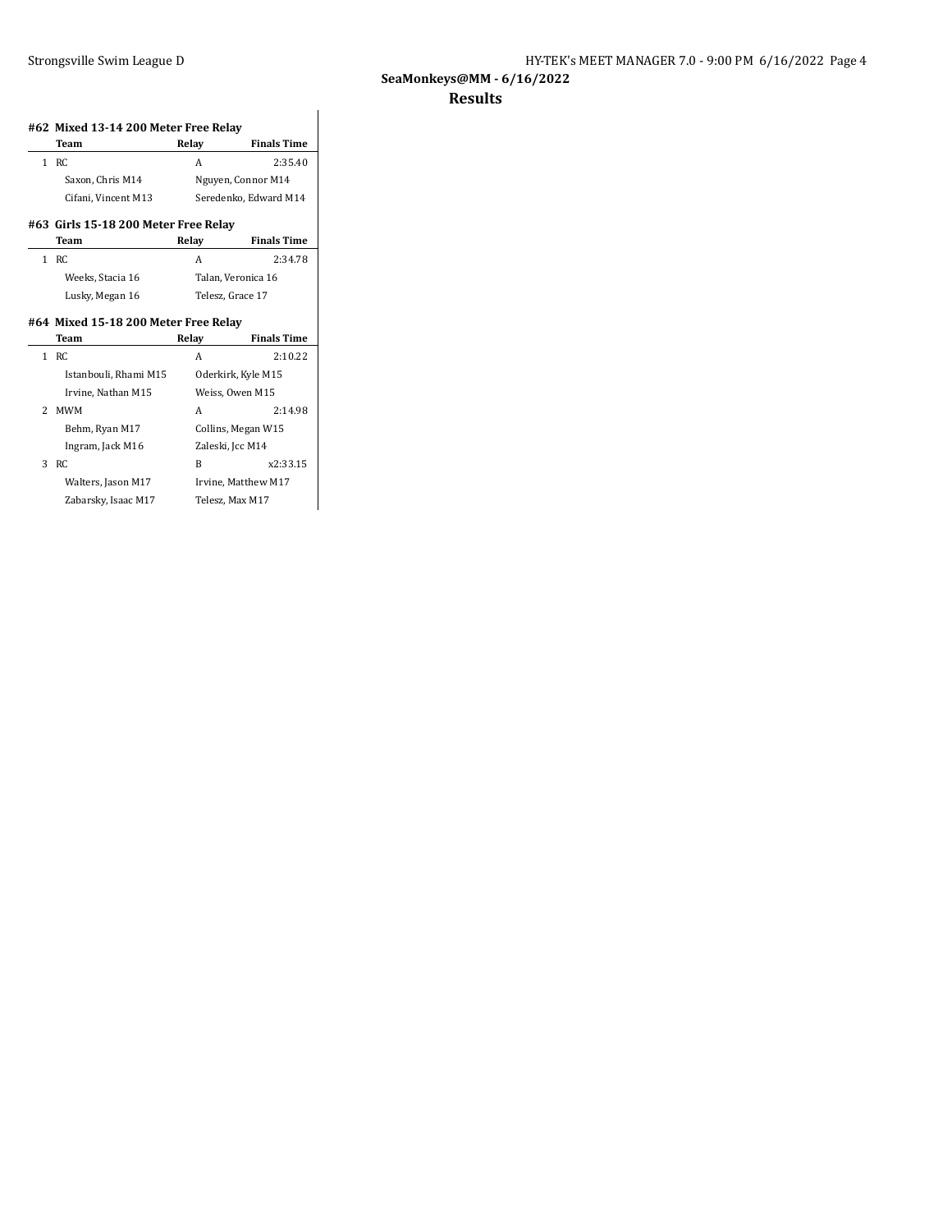## SeaMonkeys@MM - 6/16/2022

## Results

### #62 Mixed 13-14 200 Meter Free Relay

| | Team | Relay | Finals Time |
|---|---|---|---|
| 1 | RC | A | 2:35.40 |
| | Saxon, Chris M14 | Nguyen, Connor M14 | |
| | Cifani, Vincent M13 | Seredenko, Edward M14 | |

### #63 Girls 15-18 200 Meter Free Relay

| | Team | Relay | Finals Time |
|---|---|---|---|
| 1 | RC | A | 2:34.78 |
| | Weeks, Stacia 16 | Talan, Veronica 16 | |
| | Lusky, Megan 16 | Telesz, Grace 17 | |

### #64 Mixed 15-18 200 Meter Free Relay

| | Team | Relay | Finals Time |
|---|---|---|---|
| 1 | RC | A | 2:10.22 |
| | Istanbouli, Rhami M15 | Oderkirk, Kyle M15 | |
| | Irvine, Nathan M15 | Weiss, Owen M15 | |
| 2 | MWM | A | 2:14.98 |
| | Behm, Ryan M17 | Collins, Megan W15 | |
| | Ingram, Jack M16 | Zaleski, Jcc M14 | |
| 3 | RC | B | x2:33.15 |
| | Walters, Jason M17 | Irvine, Matthew M17 | |
| | Zabarsky, Isaac M17 | Telesz, Max M17 | |